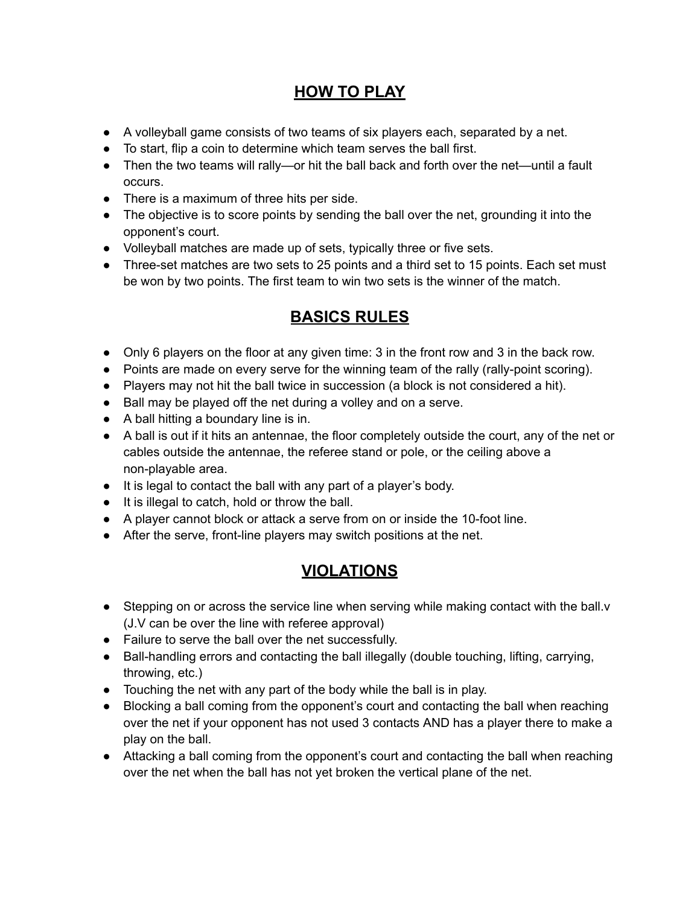## HOW TO PLAY

- A volleyball game consists of two teams of six players each, separated by a net.
- To start, flip a coin to determine which team serves the ball first.
- Then the two teams will rally—or hit the ball back and forth over the net—until a fault occurs.
- There is a maximum of three hits per side.
- The objective is to score points by sending the ball over the net, grounding it into the opponent's court.
- Volleyball matches are made up of sets, typically three or five sets.
- Three-set matches are two sets to 25 points and a third set to 15 points. Each set must be won by two points. The first team to win two sets is the winner of the match.

## BASICS RULES

- Only 6 players on the floor at any given time: 3 in the front row and 3 in the back row.
- Points are made on every serve for the winning team of the rally (rally-point scoring).
- Players may not hit the ball twice in succession (a block is not considered a hit).
- Ball may be played off the net during a volley and on a serve.
- A ball hitting a boundary line is in.
- A ball is out if it hits an antennae, the floor completely outside the court, any of the net or cables outside the antennae, the referee stand or pole, or the ceiling above a non-playable area.
- It is legal to contact the ball with any part of a player's body.
- It is illegal to catch, hold or throw the ball.
- A player cannot block or attack a serve from on or inside the 10-foot line.
- After the serve, front-line players may switch positions at the net.

## VIOLATIONS

- Stepping on or across the service line when serving while making contact with the ball.v (J.V can be over the line with referee approval)
- Failure to serve the ball over the net successfully.
- Ball-handling errors and contacting the ball illegally (double touching, lifting, carrying, throwing, etc.)
- Touching the net with any part of the body while the ball is in play.
- Blocking a ball coming from the opponent's court and contacting the ball when reaching over the net if your opponent has not used 3 contacts AND has a player there to make a play on the ball.
- Attacking a ball coming from the opponent's court and contacting the ball when reaching over the net when the ball has not yet broken the vertical plane of the net.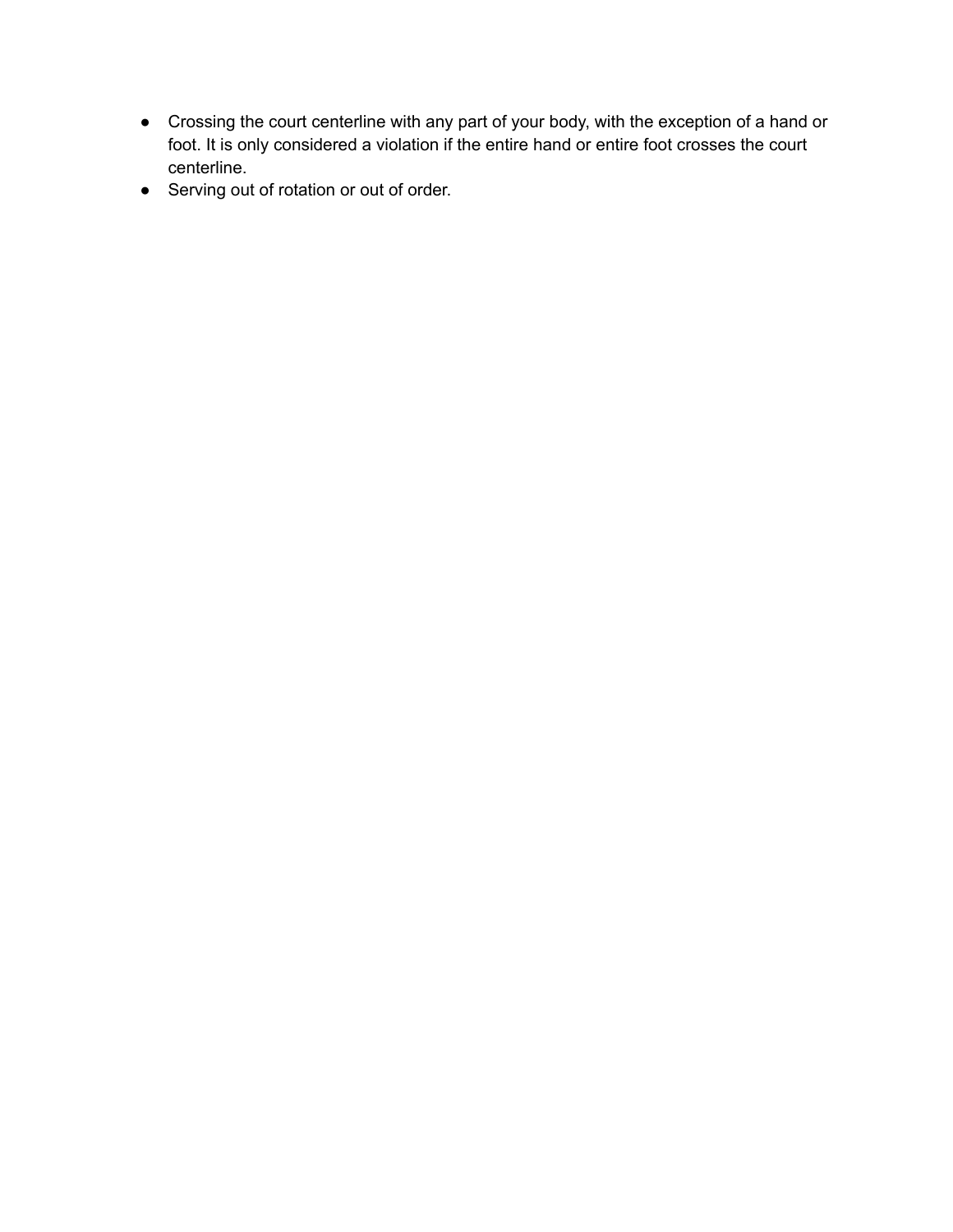- Crossing the court centerline with any part of your body, with the exception of a hand or foot. It is only considered a violation if the entire hand or entire foot crosses the court centerline.
- Serving out of rotation or out of order.